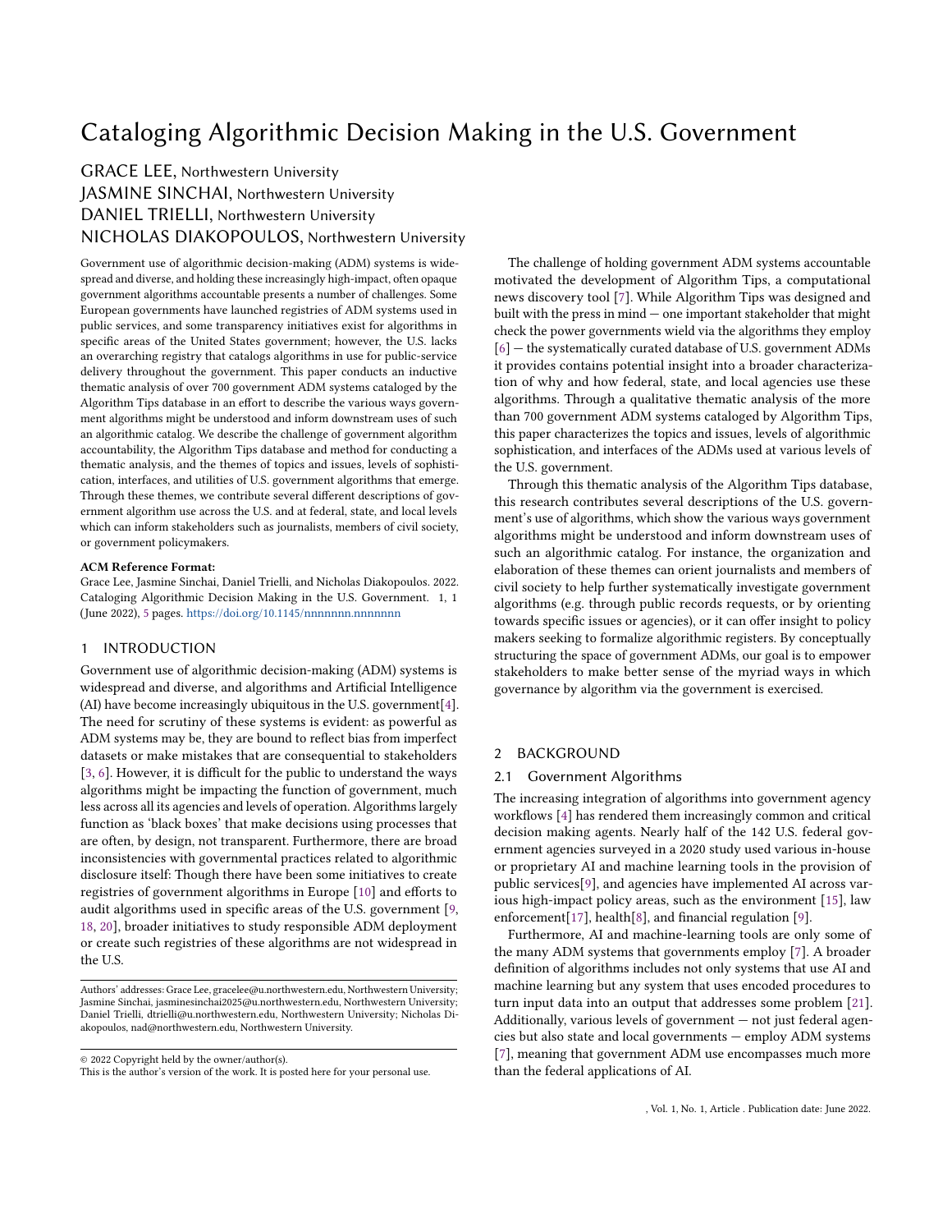# Cataloging Algorithmic Decision Making in the U.S. Government

GRACE LEE, Northwestern University
JASMINE SINCHAI, Northwestern University
DANIEL TRIELLI, Northwestern University
NICHOLAS DIAKOPOULOS, Northwestern University

Government use of algorithmic decision-making (ADM) systems is widespread and diverse, and holding these increasingly high-impact, often opaque government algorithms accountable presents a number of challenges. Some European governments have launched registries of ADM systems used in public services, and some transparency initiatives exist for algorithms in specific areas of the United States government; however, the U.S. lacks an overarching registry that catalogs algorithms in use for public-service delivery throughout the government. This paper conducts an inductive thematic analysis of over 700 government ADM systems cataloged by the Algorithm Tips database in an effort to describe the various ways government algorithms might be understood and inform downstream uses of such an algorithmic catalog. We describe the challenge of government algorithm accountability, the Algorithm Tips database and method for conducting a thematic analysis, and the themes of topics and issues, levels of sophistication, interfaces, and utilities of U.S. government algorithms that emerge. Through these themes, we contribute several different descriptions of government algorithm use across the U.S. and at federal, state, and local levels which can inform stakeholders such as journalists, members of civil society, or government policymakers.

**ACM Reference Format:**
Grace Lee, Jasmine Sinchai, Daniel Trielli, and Nicholas Diakopoulos. 2022. Cataloging Algorithmic Decision Making in the U.S. Government. 1, 1 (June 2022), 5 pages. https://doi.org/10.1145/nnnnnnn.nnnnnnn

## 1 INTRODUCTION

Government use of algorithmic decision-making (ADM) systems is widespread and diverse, and algorithms and Artificial Intelligence (AI) have become increasingly ubiquitous in the U.S. government[4]. The need for scrutiny of these systems is evident: as powerful as ADM systems may be, they are bound to reflect bias from imperfect datasets or make mistakes that are consequential to stakeholders [3, 6]. However, it is difficult for the public to understand the ways algorithms might be impacting the function of government, much less across all its agencies and levels of operation. Algorithms largely function as 'black boxes' that make decisions using processes that are often, by design, not transparent. Furthermore, there are broad inconsistencies with governmental practices related to algorithmic disclosure itself: Though there have been some initiatives to create registries of government algorithms in Europe [10] and efforts to audit algorithms used in specific areas of the U.S. government [9, 18, 20], broader initiatives to study responsible ADM deployment or create such registries of these algorithms are not widespread in the U.S.

The challenge of holding government ADM systems accountable motivated the development of Algorithm Tips, a computational news discovery tool [7]. While Algorithm Tips was designed and built with the press in mind — one important stakeholder that might check the power governments wield via the algorithms they employ [6] — the systematically curated database of U.S. government ADMs it provides contains potential insight into a broader characterization of why and how federal, state, and local agencies use these algorithms. Through a qualitative thematic analysis of the more than 700 government ADM systems cataloged by Algorithm Tips, this paper characterizes the topics and issues, levels of algorithmic sophistication, and interfaces of the ADMs used at various levels of the U.S. government.

Through this thematic analysis of the Algorithm Tips database, this research contributes several descriptions of the U.S. government's use of algorithms, which show the various ways government algorithms might be understood and inform downstream uses of such an algorithmic catalog. For instance, the organization and elaboration of these themes can orient journalists and members of civil society to help further systematically investigate government algorithms (e.g. through public records requests, or by orienting towards specific issues or agencies), or it can offer insight to policy makers seeking to formalize algorithmic registers. By conceptually structuring the space of government ADMs, our goal is to empower stakeholders to make better sense of the myriad ways in which governance by algorithm via the government is exercised.

## 2 BACKGROUND

### 2.1 Government Algorithms

The increasing integration of algorithms into government agency workflows [4] has rendered them increasingly common and critical decision making agents. Nearly half of the 142 U.S. federal government agencies surveyed in a 2020 study used various in-house or proprietary AI and machine learning tools in the provision of public services[9], and agencies have implemented AI across various high-impact policy areas, such as the environment [15], law enforcement[17], health[8], and financial regulation [9].

Furthermore, AI and machine-learning tools are only some of the many ADM systems that governments employ [7]. A broader definition of algorithms includes not only systems that use AI and machine learning but any system that uses encoded procedures to turn input data into an output that addresses some problem [21]. Additionally, various levels of government — not just federal agencies but also state and local governments — employ ADM systems [7], meaning that government ADM use encompasses much more than the federal applications of AI.

Authors' addresses: Grace Lee, gracelee@u.northwestern.edu, Northwestern University; Jasmine Sinchai, jasminesinchai2025@u.northwestern.edu, Northwestern University; Daniel Trielli, dtrielli@u.northwestern.edu, Northwestern University; Nicholas Diakopoulos, nad@northwestern.edu, Northwestern University.

© 2022 Copyright held by the owner/author(s).
This is the author's version of the work. It is posted here for your personal use.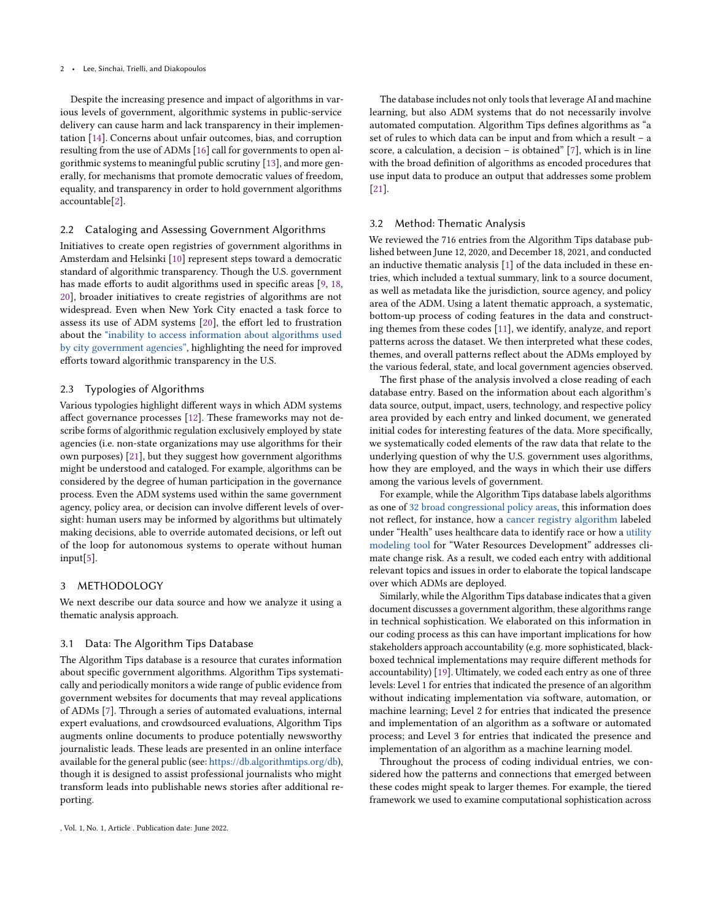Despite the increasing presence and impact of algorithms in various levels of government, algorithmic systems in public-service delivery can cause harm and lack transparency in their implementation [14]. Concerns about unfair outcomes, bias, and corruption resulting from the use of ADMs [16] call for governments to open algorithmic systems to meaningful public scrutiny [13], and more generally, for mechanisms that promote democratic values of freedom, equality, and transparency in order to hold government algorithms accountable[2].

### 2.2 Cataloging and Assessing Government Algorithms

Initiatives to create open registries of government algorithms in Amsterdam and Helsinki [10] represent steps toward a democratic standard of algorithmic transparency. Though the U.S. government has made efforts to audit algorithms used in specific areas [9, 18, 20], broader initiatives to create registries of algorithms are not widespread. Even when New York City enacted a task force to assess its use of ADM systems [20], the effort led to frustration about the "inability to access information about algorithms used by city government agencies", highlighting the need for improved efforts toward algorithmic transparency in the U.S.

### 2.3 Typologies of Algorithms

Various typologies highlight different ways in which ADM systems affect governance processes [12]. These frameworks may not describe forms of algorithmic regulation exclusively employed by state agencies (i.e. non-state organizations may use algorithms for their own purposes) [21], but they suggest how government algorithms might be understood and cataloged. For example, algorithms can be considered by the degree of human participation in the governance process. Even the ADM systems used within the same government agency, policy area, or decision can involve different levels of oversight: human users may be informed by algorithms but ultimately making decisions, able to override automated decisions, or left out of the loop for autonomous systems to operate without human input[5].

## 3 METHODOLOGY

We next describe our data source and how we analyze it using a thematic analysis approach.

### 3.1 Data: The Algorithm Tips Database

The Algorithm Tips database is a resource that curates information about specific government algorithms. Algorithm Tips systematically and periodically monitors a wide range of public evidence from government websites for documents that may reveal applications of ADMs [7]. Through a series of automated evaluations, internal expert evaluations, and crowdsourced evaluations, Algorithm Tips augments online documents to produce potentially newsworthy journalistic leads. These leads are presented in an online interface available for the general public (see: https://db.algorithmtips.org/db), though it is designed to assist professional journalists who might transform leads into publishable news stories after additional reporting.

The database includes not only tools that leverage AI and machine learning, but also ADM systems that do not necessarily involve automated computation. Algorithm Tips defines algorithms as "a set of rules to which data can be input and from which a result – a score, a calculation, a decision – is obtained" [7], which is in line with the broad definition of algorithms as encoded procedures that use input data to produce an output that addresses some problem [21].

### 3.2 Method: Thematic Analysis

We reviewed the 716 entries from the Algorithm Tips database published between June 12, 2020, and December 18, 2021, and conducted an inductive thematic analysis [1] of the data included in these entries, which included a textual summary, link to a source document, as well as metadata like the jurisdiction, source agency, and policy area of the ADM. Using a latent thematic approach, a systematic, bottom-up process of coding features in the data and constructing themes from these codes [11], we identify, analyze, and report patterns across the dataset. We then interpreted what these codes, themes, and overall patterns reflect about the ADMs employed by the various federal, state, and local government agencies observed.

The first phase of the analysis involved a close reading of each database entry. Based on the information about each algorithm's data source, output, impact, users, technology, and respective policy area provided by each entry and linked document, we generated initial codes for interesting features of the data. More specifically, we systematically coded elements of the raw data that relate to the underlying question of why the U.S. government uses algorithms, how they are employed, and the ways in which their use differs among the various levels of government.

For example, while the Algorithm Tips database labels algorithms as one of 32 broad congressional policy areas, this information does not reflect, for instance, how a cancer registry algorithm labeled under "Health" uses healthcare data to identify race or how a utility modeling tool for "Water Resources Development" addresses climate change risk. As a result, we coded each entry with additional relevant topics and issues in order to elaborate the topical landscape over which ADMs are deployed.

Similarly, while the Algorithm Tips database indicates that a given document discusses a government algorithm, these algorithms range in technical sophistication. We elaborated on this information in our coding process as this can have important implications for how stakeholders approach accountability (e.g. more sophisticated, black-boxed technical implementations may require different methods for accountability) [19]. Ultimately, we coded each entry as one of three levels: Level 1 for entries that indicated the presence of an algorithm without indicating implementation via software, automation, or machine learning; Level 2 for entries that indicated the presence and implementation of an algorithm as a software or automated process; and Level 3 for entries that indicated the presence and implementation of an algorithm as a machine learning model.

Throughout the process of coding individual entries, we considered how the patterns and connections that emerged between these codes might speak to larger themes. For example, the tiered framework we used to examine computational sophistication across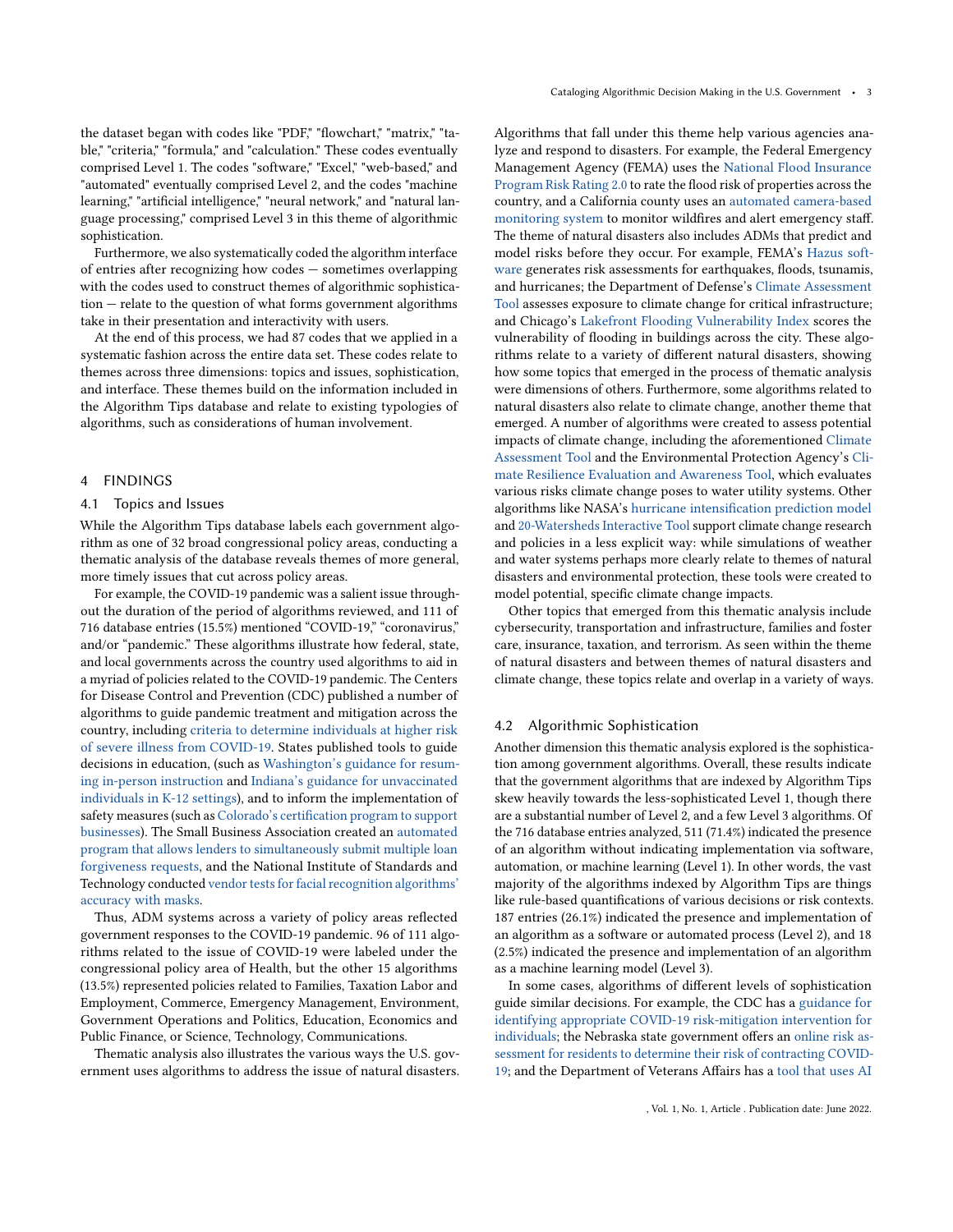the dataset began with codes like "PDF," "flowchart," "matrix," "table," "criteria," "formula," and "calculation." These codes eventually comprised Level 1. The codes "software," "Excel," "web-based," and "automated" eventually comprised Level 2, and the codes "machine learning," "artificial intelligence," "neural network," and "natural language processing," comprised Level 3 in this theme of algorithmic sophistication.

Furthermore, we also systematically coded the algorithm interface of entries after recognizing how codes — sometimes overlapping with the codes used to construct themes of algorithmic sophistication — relate to the question of what forms government algorithms take in their presentation and interactivity with users.

At the end of this process, we had 87 codes that we applied in a systematic fashion across the entire data set. These codes relate to themes across three dimensions: topics and issues, sophistication, and interface. These themes build on the information included in the Algorithm Tips database and relate to existing typologies of algorithms, such as considerations of human involvement.

## 4 FINDINGS

### 4.1 Topics and Issues

While the Algorithm Tips database labels each government algorithm as one of 32 broad congressional policy areas, conducting a thematic analysis of the database reveals themes of more general, more timely issues that cut across policy areas.

For example, the COVID-19 pandemic was a salient issue throughout the duration of the period of algorithms reviewed, and 111 of 716 database entries (15.5%) mentioned "COVID-19," "coronavirus," and/or "pandemic." These algorithms illustrate how federal, state, and local governments across the country used algorithms to aid in a myriad of policies related to the COVID-19 pandemic. The Centers for Disease Control and Prevention (CDC) published a number of algorithms to guide pandemic treatment and mitigation across the country, including criteria to determine individuals at higher risk of severe illness from COVID-19. States published tools to guide decisions in education, (such as Washington's guidance for resuming in-person instruction and Indiana's guidance for unvaccinated individuals in K-12 settings), and to inform the implementation of safety measures (such as Colorado's certification program to support businesses). The Small Business Association created an automated program that allows lenders to simultaneously submit multiple loan forgiveness requests, and the National Institute of Standards and Technology conducted vendor tests for facial recognition algorithms' accuracy with masks.

Thus, ADM systems across a variety of policy areas reflected government responses to the COVID-19 pandemic. 96 of 111 algorithms related to the issue of COVID-19 were labeled under the congressional policy area of Health, but the other 15 algorithms (13.5%) represented policies related to Families, Taxation Labor and Employment, Commerce, Emergency Management, Environment, Government Operations and Politics, Education, Economics and Public Finance, or Science, Technology, Communications.

Thematic analysis also illustrates the various ways the U.S. government uses algorithms to address the issue of natural disasters. Algorithms that fall under this theme help various agencies analyze and respond to disasters. For example, the Federal Emergency Management Agency (FEMA) uses the National Flood Insurance Program Risk Rating 2.0 to rate the flood risk of properties across the country, and a California county uses an automated camera-based monitoring system to monitor wildfires and alert emergency staff. The theme of natural disasters also includes ADMs that predict and model risks before they occur. For example, FEMA's Hazus software generates risk assessments for earthquakes, floods, tsunamis, and hurricanes; the Department of Defense's Climate Assessment Tool assesses exposure to climate change for critical infrastructure; and Chicago's Lakefront Flooding Vulnerability Index scores the vulnerability of flooding in buildings across the city. These algorithms relate to a variety of different natural disasters, showing how some topics that emerged in the process of thematic analysis were dimensions of others. Furthermore, some algorithms related to natural disasters also relate to climate change, another theme that emerged. A number of algorithms were created to assess potential impacts of climate change, including the aforementioned Climate Assessment Tool and the Environmental Protection Agency's Climate Resilience Evaluation and Awareness Tool, which evaluates various risks climate change poses to water utility systems. Other algorithms like NASA's hurricane intensification prediction model and 20-Watersheds Interactive Tool support climate change research and policies in a less explicit way: while simulations of weather and water systems perhaps more clearly relate to themes of natural disasters and environmental protection, these tools were created to model potential, specific climate change impacts.

Other topics that emerged from this thematic analysis include cybersecurity, transportation and infrastructure, families and foster care, insurance, taxation, and terrorism. As seen within the theme of natural disasters and between themes of natural disasters and climate change, these topics relate and overlap in a variety of ways.

### 4.2 Algorithmic Sophistication

Another dimension this thematic analysis explored is the sophistication among government algorithms. Overall, these results indicate that the government algorithms that are indexed by Algorithm Tips skew heavily towards the less-sophisticated Level 1, though there are a substantial number of Level 2, and a few Level 3 algorithms. Of the 716 database entries analyzed, 511 (71.4%) indicated the presence of an algorithm without indicating implementation via software, automation, or machine learning (Level 1). In other words, the vast majority of the algorithms indexed by Algorithm Tips are things like rule-based quantifications of various decisions or risk contexts. 187 entries (26.1%) indicated the presence and implementation of an algorithm as a software or automated process (Level 2), and 18 (2.5%) indicated the presence and implementation of an algorithm as a machine learning model (Level 3).

In some cases, algorithms of different levels of sophistication guide similar decisions. For example, the CDC has a guidance for identifying appropriate COVID-19 risk-mitigation intervention for individuals; the Nebraska state government offers an online risk assessment for residents to determine their risk of contracting COVID-19; and the Department of Veterans Affairs has a tool that uses AI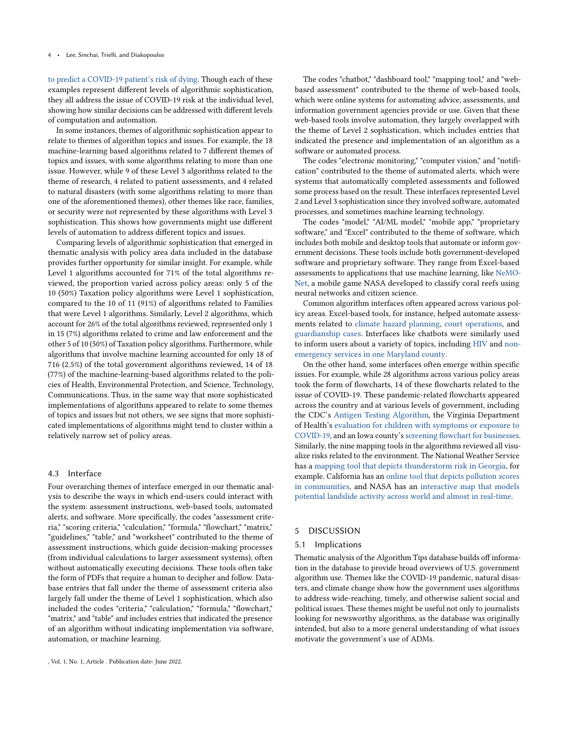to predict a COVID-19 patient's risk of dying. Though each of these examples represent different levels of algorithmic sophistication, they all address the issue of COVID-19 risk at the individual level, showing how similar decisions can be addressed with different levels of computation and automation.

In some instances, themes of algorithmic sophistication appear to relate to themes of algorithm topics and issues. For example, the 18 machine-learning based algorithms related to 7 different themes of topics and issues, with some algorithms relating to more than one issue. However, while 9 of these Level 3 algorithms related to the theme of research, 4 related to patient assessments, and 4 related to natural disasters (with some algorithms relating to more than one of the aforementioned themes), other themes like race, families, or security were not represented by these algorithms with Level 3 sophistication. This shows how governments might use different levels of automation to address different topics and issues.

Comparing levels of algorithmic sophistication that emerged in thematic analysis with policy area data included in the database provides further opportunity for similar insight. For example, while Level 1 algorithms accounted for 71% of the total algorithms reviewed, the proportion varied across policy areas: only 5 of the 10 (50%) Taxation policy algorithms were Level 1 sophistication, compared to the 10 of 11 (91%) of algorithms related to Families that were Level 1 algorithms. Similarly, Level 2 algorithms, which account for 26% of the total algorithms reviewed, represented only 1 in 15 (7%) algorithms related to crime and law enforcement and the other 5 of 10 (50%) of Taxation policy algorithms. Furthermore, while algorithms that involve machine learning accounted for only 18 of 716 (2.5%) of the total government algorithms reviewed, 14 of 18 (77%) of the machine-learning-based algorithms related to the policies of Health, Environmental Protection, and Science, Technology, Communications. Thus, in the same way that more sophisticated implementations of algorithms appeared to relate to some themes of topics and issues but not others, we see signs that more sophisticated implementations of algorithms might tend to cluster within a relatively narrow set of policy areas.

### 4.3 Interface

Four overarching themes of interface emerged in our thematic analysis to describe the ways in which end-users could interact with the system: assessment instructions, web-based tools, automated alerts, and software. More specifically, the codes "assessment criteria," "scoring criteria," "calculation," "formula," "flowchart," "matrix," "guidelines," "table," and "worksheet" contributed to the theme of assessment instructions, which guide decision-making processes (from individual calculations to larger assessment systems), often without automatically executing decisions. These tools often take the form of PDFs that require a human to decipher and follow. Database entries that fall under the theme of assessment criteria also largely fall under the theme of Level 1 sophistication, which also included the codes "criteria," "calculation," "formula," "flowchart," "matrix," and "table" and includes entries that indicated the presence of an algorithm without indicating implementation via software, automation, or machine learning.

The codes "chatbot," "dashboard tool," "mapping tool," and "web-based assessment" contributed to the theme of web-based tools, which were online systems for automating advice, assessments, and information government agencies provide or use. Given that these web-based tools involve automation, they largely overlapped with the theme of Level 2 sophistication, which includes entries that indicated the presence and implementation of an algorithm as a software or automated process.

The codes "electronic monitoring," "computer vision," and "notification" contributed to the theme of automated alerts, which were systems that automatically completed assessments and followed some process based on the result. These interfaces represented Level 2 and Level 3 sophistication since they involved software, automated processes, and sometimes machine learning technology.

The codes "model," "AI/ML model," "mobile app," "proprietary software," and "Excel" contributed to the theme of software, which includes both mobile and desktop tools that automate or inform government decisions. These tools include both government-developed software and proprietary software. They range from Excel-based assessments to applications that use machine learning, like NeMO-Net, a mobile game NASA developed to classify coral reefs using neural networks and citizen science.

Common algorithm interfaces often appeared across various policy areas. Excel-based tools, for instance, helped automate assessments related to climate hazard planning, court operations, and guardianship cases. Interfaces like chatbots were similarly used to inform users about a variety of topics, including HIV and non-emergency services in one Maryland county.

On the other hand, some interfaces often emerge within specific issues. For example, while 28 algorithms across various policy areas took the form of flowcharts, 14 of these flowcharts related to the issue of COVID-19. These pandemic-related flowcharts appeared across the country and at various levels of government, including the CDC's Antigen Testing Algorithm, the Virginia Department of Health's evaluation for children with symptoms or exposure to COVID-19, and an Iowa county's screening flowchart for businesses. Similarly, the nine mapping tools in the algorithms reviewed all visualize risks related to the environment. The National Weather Service has a mapping tool that depicts thunderstorm risk in Georgia, for example. California has an online tool that depicts pollution scores in communities, and NASA has an interactive map that models potential landslide activity across world and almost in real-time.

## 5 DISCUSSION

### 5.1 Implications

Thematic analysis of the Algorithm Tips database builds off information in the database to provide broad overviews of U.S. government algorithm use. Themes like the COVID-19 pandemic, natural disasters, and climate change show how the government uses algorithms to address wide-reaching, timely, and otherwise salient social and political issues. These themes might be useful not only to journalists looking for newsworthy algorithms, as the database was originally intended, but also to a more general understanding of what issues motivate the government's use of ADMs.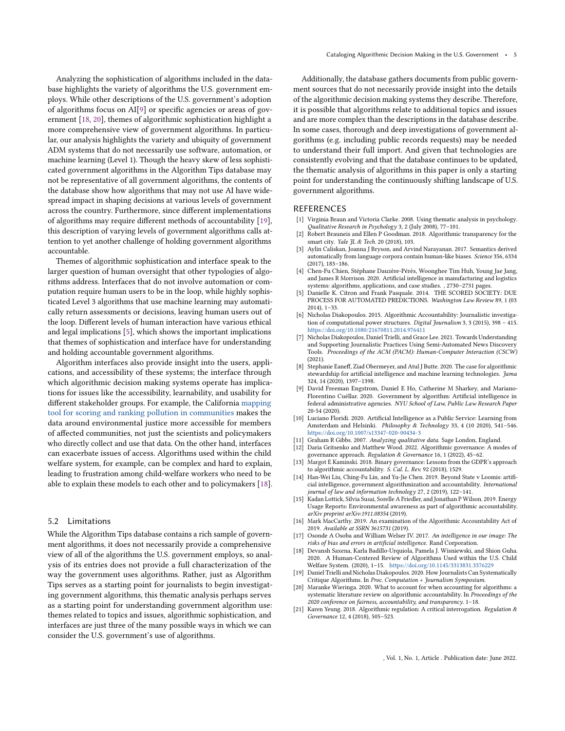Analyzing the sophistication of algorithms included in the database highlights the variety of algorithms the U.S. government employs. While other descriptions of the U.S. government's adoption of algorithms focus on AI[9] or specific agencies or areas of government [18, 20], themes of algorithmic sophistication highlight a more comprehensive view of government algorithms. In particular, our analysis highlights the variety and ubiquity of government ADM systems that do not necessarily use software, automation, or machine learning (Level 1). Though the heavy skew of less sophisticated government algorithms in the Algorithm Tips database may not be representative of all government algorithms, the contents of the database show how algorithms that may not use AI have widespread impact in shaping decisions at various levels of government across the country. Furthermore, since different implementations of algorithms may require different methods of accountability [19], this description of varying levels of government algorithms calls attention to yet another challenge of holding government algorithms accountable.

Themes of algorithmic sophistication and interface speak to the larger question of human oversight that other typologies of algorithms address. Interfaces that do not involve automation or computation require human users to be in the loop, while highly sophisticated Level 3 algorithms that use machine learning may automatically return assessments or decisions, leaving human users out of the loop. Different levels of human interaction have various ethical and legal implications [5], which shows the important implications that themes of sophistication and interface have for understanding and holding accountable government algorithms.

Algorithm interfaces also provide insight into the users, applications, and accessibility of these systems; the interface through which algorithmic decision making systems operate has implications for issues like the accessibility, learnability, and usability for different stakeholder groups. For example, the California mapping tool for scoring and ranking pollution in communities makes the data around environmental justice more accessible for members of affected communities, not just the scientists and policymakers who directly collect and use that data. On the other hand, interfaces can exacerbate issues of access. Algorithms used within the child welfare system, for example, can be complex and hard to explain, leading to frustration among child-welfare workers who need to be able to explain these models to each other and to policymakers [18].

### 5.2 Limitations

While the Algorithm Tips database contains a rich sample of government algorithms, it does not necessarily provide a comprehensive view of all of the algorithms the U.S. government employs, so analysis of its entries does not provide a full characterization of the way the government uses algorithms. Rather, just as Algorithm Tips serves as a starting point for journalists to begin investigating government algorithms, this thematic analysis perhaps serves as a starting point for understanding government algorithm use: themes related to topics and issues, algorithmic sophistication, and interfaces are just three of the many possible ways in which we can consider the U.S. government's use of algorithms.

Additionally, the database gathers documents from public government sources that do not necessarily provide insight into the details of the algorithmic decision making systems they describe. Therefore, it is possible that algorithms relate to additional topics and issues and are more complex than the descriptions in the database describe. In some cases, thorough and deep investigations of government algorithms (e.g. including public records requests) may be needed to understand their full import. And given that technologies are consistently evolving and that the database continues to be updated, the thematic analysis of algorithms in this paper is only a starting point for understanding the continuously shifting landscape of U.S. government algorithms.

## REFERENCES

- [1] Virginia Braun and Victoria Clarke. 2008. Using thematic analysis in psychology. *Qualitative Research in Psychology* 3, 2 (July 2008), 77–101.
- [2] Robert Brauneis and Ellen P Goodman. 2018. Algorithmic transparency for the smart city. *Yale JL & Tech.* 20 (2018), 103.
- [3] Aylin Caliskan, Joanna J Bryson, and Arvind Narayanan. 2017. Semantics derived automatically from language corpora contain human-like biases. *Science* 356, 6334 (2017), 183–186.
- [4] Chen-Fu Chien, Stéphane Dauzère-Pérès, Woonghee Tim Huh, Young Jae Jang, and James R Morrison. 2020. Artificial intelligence in manufacturing and logistics systems: algorithms, applications, and case studies. , 2730–2731 pages.
- [5] Danielle K. Citron and Frank Pasquale. 2014. THE SCORED SOCIETY: DUE PROCESS FOR AUTOMATED PREDICTIONS. *Washington Law Review* 89, 1 (03 2014), 1–33.
- [6] Nicholas Diakopoulos. 2015. Algorithmic Accountability: Journalistic investigation of computational power structures. *Digital Journalism* 3, 3 (2015), 398 – 415. https://doi.org/10.1080/21670811.2014.976411
- [7] Nicholas Diakopoulos, Daniel Trielli, and Grace Lee. 2021. Towards Understanding and Supporting Journalistic Practices Using Semi-Automated News Discovery Tools. *Proceedings of the ACM (PACM): Human-Computer Interaction (CSCW)* (2021).
- [8] Stephanie Eaneff, Ziad Obermeyer, and Atul J Butte. 2020. The case for algorithmic stewardship for artificial intelligence and machine learning technologies. *Jama* 324, 14 (2020), 1397–1398.
- [9] David Freeman Engstrom, Daniel E Ho, Catherine M Sharkey, and Mariano-Florentino Cuéllar. 2020. Government by algorithm: Artificial intelligence in federal administrative agencies. *NYU School of Law, Public Law Research Paper* 20-54 (2020).
- [10] Luciano Floridi. 2020. Artificial Intelligence as a Public Service: Learning from Amsterdam and Helsinki. *Philosophy & Technology* 33, 4 (10 2020), 541–546. https://doi.org/10.1007/s13347-020-00434-3
- [11] Graham R Gibbs. 2007. *Analyzing qualitative data*. Sage London, England.
- [12] Daria Gritsenko and Matthew Wood. 2022. Algorithmic governance: A modes of governance approach. *Regulation & Governance* 16, 1 (2022), 45–62.
- [13] Margot E Kaminski. 2018. Binary governance: Lessons from the GDPR's approach to algorithmic accountability. *S. Cal. L. Rev.* 92 (2018), 1529.
- [14] Han-Wei Liu, Ching-Fu Lin, and Yu-Jie Chen. 2019. Beyond State v Loomis: artificial intelligence, government algorithmization and accountability. *International journal of law and information technology* 27, 2 (2019), 122–141.
- [15] Kadan Lottick, Silvia Susai, Sorelle A Friedler, and Jonathan P Wilson. 2019. Energy Usage Reports: Environmental awareness as part of algorithmic accountability. *arXiv preprint arXiv:1911.08354* (2019).
- [16] Mark MacCarthy. 2019. An examination of the Algorithmic Accountability Act of 2019. *Available at SSRN 3615731* (2019).
- [17] Osonde A Osoba and William Welser IV. 2017. *An intelligence in our image: The risks of bias and errors in artificial intelligence.* Rand Corporation.
- [18] Devansh Saxena, Karla Badillo-Urquiola, Pamela J. Wisniewski, and Shion Guha. 2020. A Human-Centered Review of Algorithms Used within the U.S. Child Welfare System. (2020), 1–15. https://doi.org/10.1145/3313831.3376229
- [19] Daniel Trielli and Nicholas Diakopoulos. 2020. How Journalists Can Systematically Critique Algorithms. In *Proc. Computation + Journalism Symposium*.
- [20] Maranke Wieringa. 2020. What to account for when accounting for algorithms: a systematic literature review on algorithmic accountability. In *Proceedings of the 2020 conference on fairness, accountability, and transparency*. 1–18.
- [21] Karen Yeung. 2018. Algorithmic regulation: A critical interrogation. *Regulation & Governance* 12, 4 (2018), 505–523.